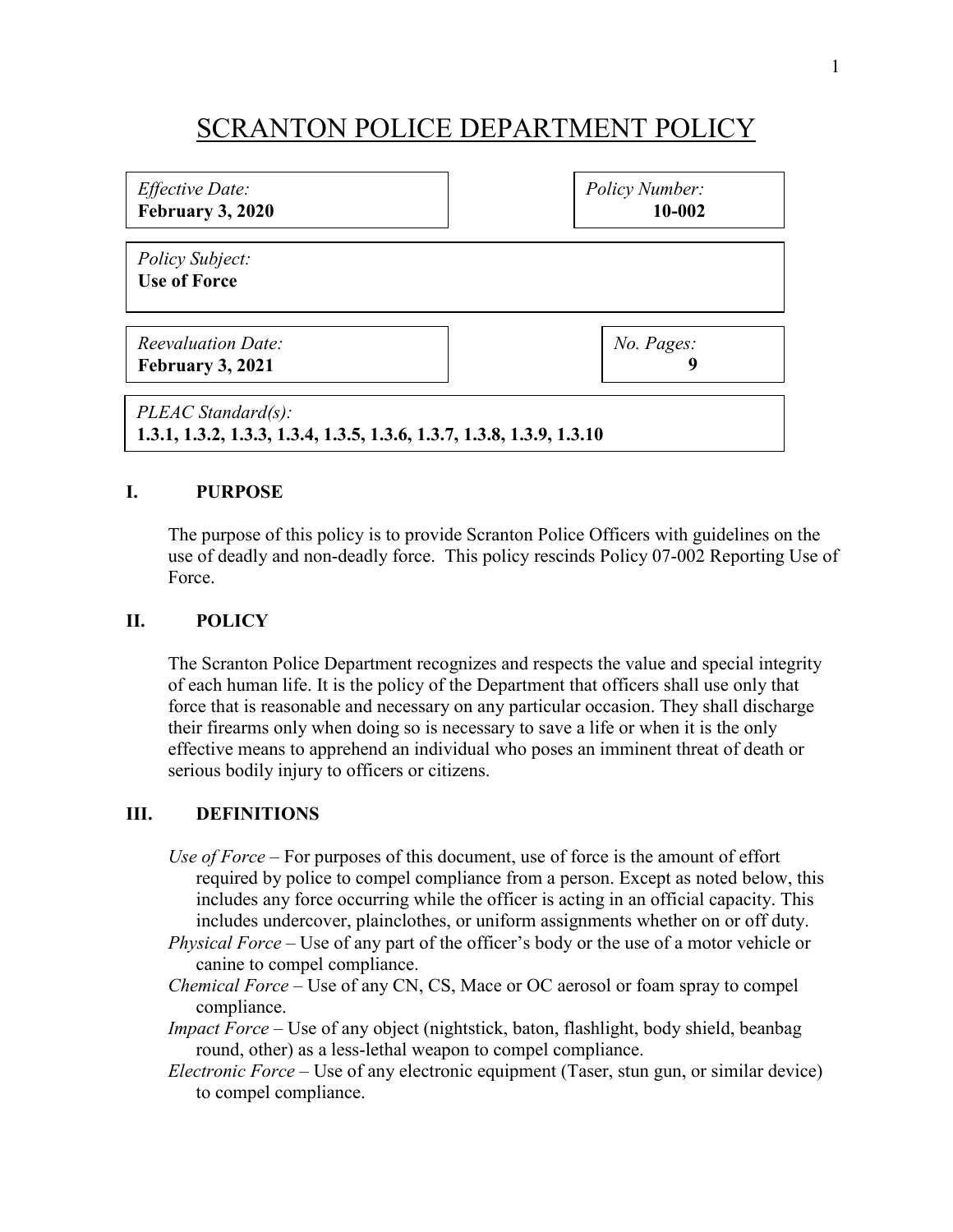# SCRANTON POLICE DEPARTMENT POLICY

| *Effective Date:* **February 3, 2020** | *Policy Number:* **10-002** |
| --- | --- |
| *Policy Subject:* **Use of Force** | |
| *Reevaluation Date:* **February 3, 2021** | *No. Pages:* **9** |
| *PLEAC Standard(s):* **1.3.1, 1.3.2, 1.3.3, 1.3.4, 1.3.5, 1.3.6, 1.3.7, 1.3.8, 1.3.9, 1.3.10** | |

## I. PURPOSE

The purpose of this policy is to provide Scranton Police Officers with guidelines on the use of deadly and non-deadly force. This policy rescinds Policy 07-002 Reporting Use of Force.

## II. POLICY

The Scranton Police Department recognizes and respects the value and special integrity of each human life. It is the policy of the Department that officers shall use only that force that is reasonable and necessary on any particular occasion. They shall discharge their firearms only when doing so is necessary to save a life or when it is the only effective means to apprehend an individual who poses an imminent threat of death or serious bodily injury to officers or citizens.

## III. DEFINITIONS

*Use of Force* – For purposes of this document, use of force is the amount of effort required by police to compel compliance from a person. Except as noted below, this includes any force occurring while the officer is acting in an official capacity. This includes undercover, plainclothes, or uniform assignments whether on or off duty.

*Physical Force* – Use of any part of the officer's body or the use of a motor vehicle or canine to compel compliance.

*Chemical Force* – Use of any CN, CS, Mace or OC aerosol or foam spray to compel compliance.

*Impact Force* – Use of any object (nightstick, baton, flashlight, body shield, beanbag round, other) as a less-lethal weapon to compel compliance.

*Electronic Force* – Use of any electronic equipment (Taser, stun gun, or similar device) to compel compliance.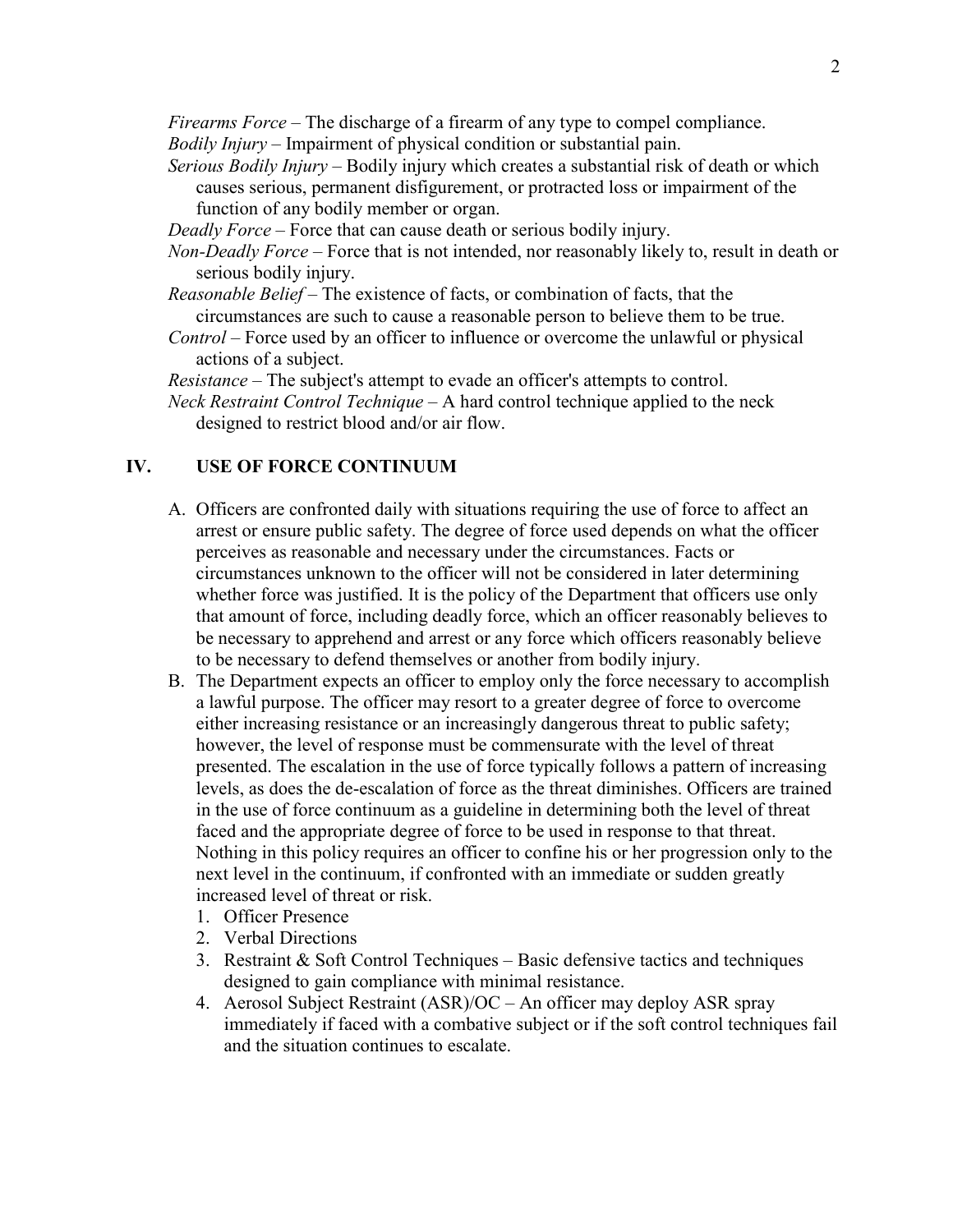*Firearms Force* – The discharge of a firearm of any type to compel compliance.

*Bodily Injury* – Impairment of physical condition or substantial pain.

*Serious Bodily Injury* – Bodily injury which creates a substantial risk of death or which causes serious, permanent disfigurement, or protracted loss or impairment of the function of any bodily member or organ.

*Deadly Force* – Force that can cause death or serious bodily injury.

*Non-Deadly Force* – Force that is not intended, nor reasonably likely to, result in death or serious bodily injury.

*Reasonable Belief* – The existence of facts, or combination of facts, that the circumstances are such to cause a reasonable person to believe them to be true.

*Control* – Force used by an officer to influence or overcome the unlawful or physical actions of a subject.

*Resistance* – The subject's attempt to evade an officer's attempts to control.

*Neck Restraint Control Technique* – A hard control technique applied to the neck designed to restrict blood and/or air flow.

## IV. USE OF FORCE CONTINUUM

A. Officers are confronted daily with situations requiring the use of force to affect an arrest or ensure public safety. The degree of force used depends on what the officer perceives as reasonable and necessary under the circumstances. Facts or circumstances unknown to the officer will not be considered in later determining whether force was justified. It is the policy of the Department that officers use only that amount of force, including deadly force, which an officer reasonably believes to be necessary to apprehend and arrest or any force which officers reasonably believe to be necessary to defend themselves or another from bodily injury.

B. The Department expects an officer to employ only the force necessary to accomplish a lawful purpose. The officer may resort to a greater degree of force to overcome either increasing resistance or an increasingly dangerous threat to public safety; however, the level of response must be commensurate with the level of threat presented. The escalation in the use of force typically follows a pattern of increasing levels, as does the de-escalation of force as the threat diminishes. Officers are trained in the use of force continuum as a guideline in determining both the level of threat faced and the appropriate degree of force to be used in response to that threat. Nothing in this policy requires an officer to confine his or her progression only to the next level in the continuum, if confronted with an immediate or sudden greatly increased level of threat or risk.

1. Officer Presence
2. Verbal Directions
3. Restraint & Soft Control Techniques – Basic defensive tactics and techniques designed to gain compliance with minimal resistance.
4. Aerosol Subject Restraint (ASR)/OC – An officer may deploy ASR spray immediately if faced with a combative subject or if the soft control techniques fail and the situation continues to escalate.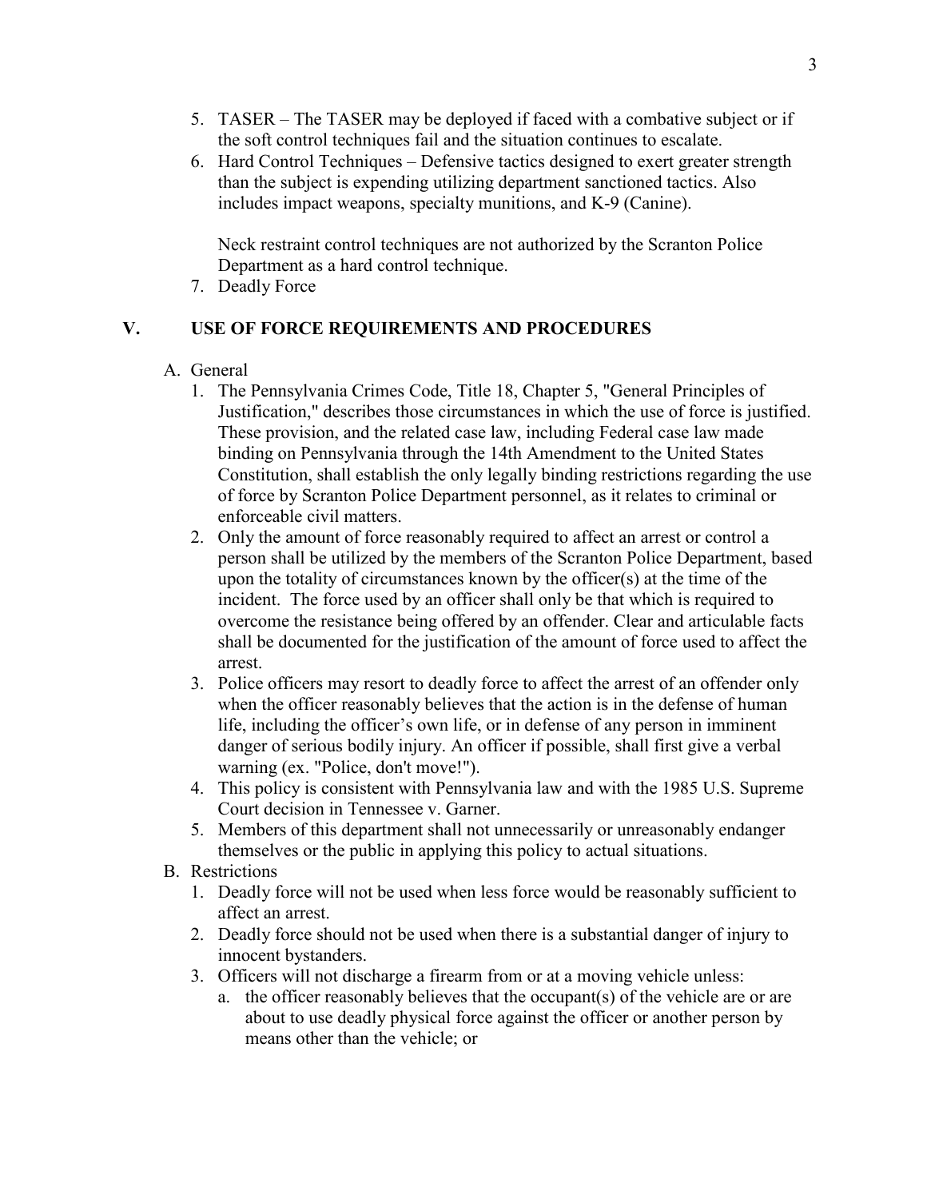5. TASER – The TASER may be deployed if faced with a combative subject or if the soft control techniques fail and the situation continues to escalate.
6. Hard Control Techniques – Defensive tactics designed to exert greater strength than the subject is expending utilizing department sanctioned tactics. Also includes impact weapons, specialty munitions, and K-9 (Canine).

   Neck restraint control techniques are not authorized by the Scranton Police Department as a hard control technique.
7. Deadly Force

## V. USE OF FORCE REQUIREMENTS AND PROCEDURES

A. General
   1. The Pennsylvania Crimes Code, Title 18, Chapter 5, "General Principles of Justification," describes those circumstances in which the use of force is justified. These provision, and the related case law, including Federal case law made binding on Pennsylvania through the 14th Amendment to the United States Constitution, shall establish the only legally binding restrictions regarding the use of force by Scranton Police Department personnel, as it relates to criminal or enforceable civil matters.
   2. Only the amount of force reasonably required to affect an arrest or control a person shall be utilized by the members of the Scranton Police Department, based upon the totality of circumstances known by the officer(s) at the time of the incident. The force used by an officer shall only be that which is required to overcome the resistance being offered by an offender. Clear and articulable facts shall be documented for the justification of the amount of force used to affect the arrest.
   3. Police officers may resort to deadly force to affect the arrest of an offender only when the officer reasonably believes that the action is in the defense of human life, including the officer's own life, or in defense of any person in imminent danger of serious bodily injury. An officer if possible, shall first give a verbal warning (ex. "Police, don't move!").
   4. This policy is consistent with Pennsylvania law and with the 1985 U.S. Supreme Court decision in Tennessee v. Garner.
   5. Members of this department shall not unnecessarily or unreasonably endanger themselves or the public in applying this policy to actual situations.

B. Restrictions
   1. Deadly force will not be used when less force would be reasonably sufficient to affect an arrest.
   2. Deadly force should not be used when there is a substantial danger of injury to innocent bystanders.
   3. Officers will not discharge a firearm from or at a moving vehicle unless:
      a. the officer reasonably believes that the occupant(s) of the vehicle are or are about to use deadly physical force against the officer or another person by means other than the vehicle; or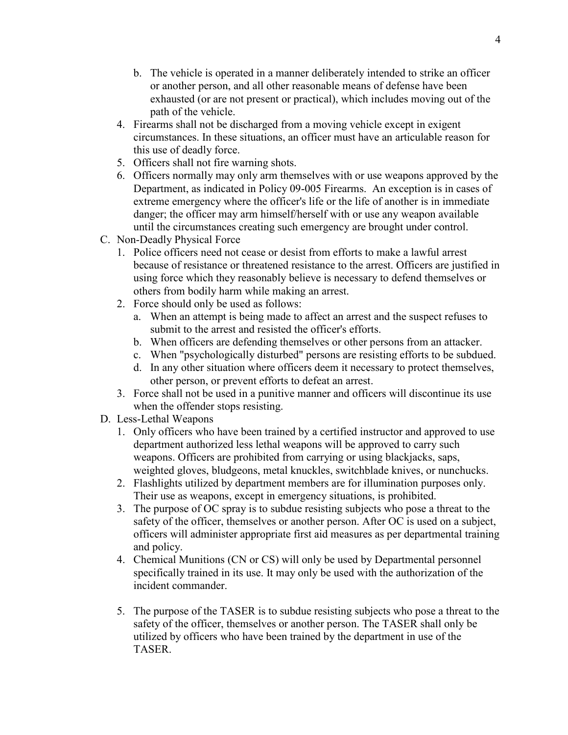b. The vehicle is operated in a manner deliberately intended to strike an officer or another person, and all other reasonable means of defense have been exhausted (or are not present or practical), which includes moving out of the path of the vehicle.

4. Firearms shall not be discharged from a moving vehicle except in exigent circumstances. In these situations, an officer must have an articulable reason for this use of deadly force.
5. Officers shall not fire warning shots.
6. Officers normally may only arm themselves with or use weapons approved by the Department, as indicated in Policy 09-005 Firearms. An exception is in cases of extreme emergency where the officer's life or the life of another is in immediate danger; the officer may arm himself/herself with or use any weapon available until the circumstances creating such emergency are brought under control.

C. Non-Deadly Physical Force

1. Police officers need not cease or desist from efforts to make a lawful arrest because of resistance or threatened resistance to the arrest. Officers are justified in using force which they reasonably believe is necessary to defend themselves or others from bodily harm while making an arrest.
2. Force should only be used as follows:
   a. When an attempt is being made to affect an arrest and the suspect refuses to submit to the arrest and resisted the officer's efforts.
   b. When officers are defending themselves or other persons from an attacker.
   c. When "psychologically disturbed" persons are resisting efforts to be subdued.
   d. In any other situation where officers deem it necessary to protect themselves, other person, or prevent efforts to defeat an arrest.
3. Force shall not be used in a punitive manner and officers will discontinue its use when the offender stops resisting.

D. Less-Lethal Weapons

1. Only officers who have been trained by a certified instructor and approved to use department authorized less lethal weapons will be approved to carry such weapons. Officers are prohibited from carrying or using blackjacks, saps, weighted gloves, bludgeons, metal knuckles, switchblade knives, or nunchucks.
2. Flashlights utilized by department members are for illumination purposes only. Their use as weapons, except in emergency situations, is prohibited.
3. The purpose of OC spray is to subdue resisting subjects who pose a threat to the safety of the officer, themselves or another person. After OC is used on a subject, officers will administer appropriate first aid measures as per departmental training and policy.
4. Chemical Munitions (CN or CS) will only be used by Departmental personnel specifically trained in its use. It may only be used with the authorization of the incident commander.
5. The purpose of the TASER is to subdue resisting subjects who pose a threat to the safety of the officer, themselves or another person. The TASER shall only be utilized by officers who have been trained by the department in use of the TASER.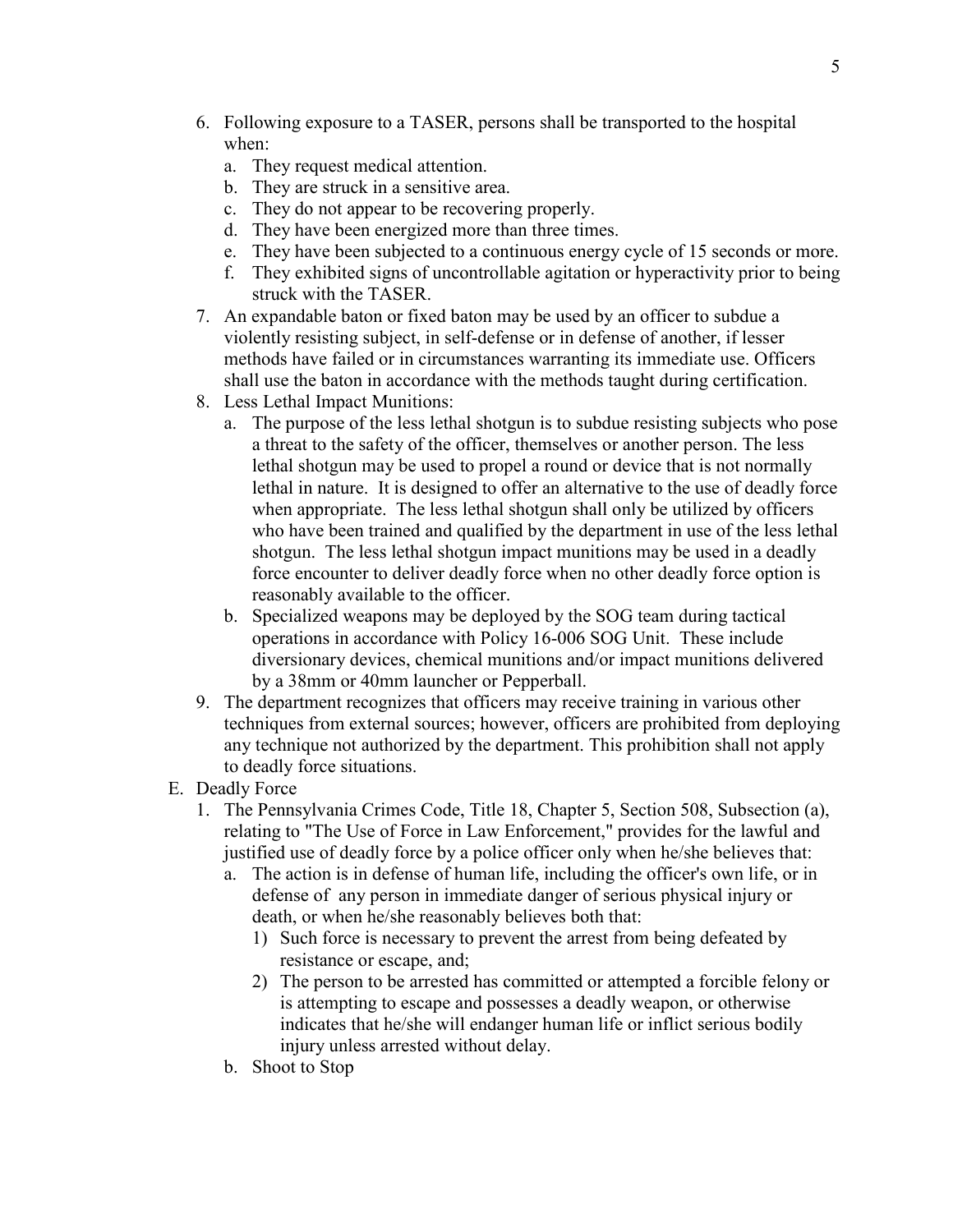6. Following exposure to a TASER, persons shall be transported to the hospital when:
   a. They request medical attention.
   b. They are struck in a sensitive area.
   c. They do not appear to be recovering properly.
   d. They have been energized more than three times.
   e. They have been subjected to a continuous energy cycle of 15 seconds or more.
   f. They exhibited signs of uncontrollable agitation or hyperactivity prior to being struck with the TASER.
7. An expandable baton or fixed baton may be used by an officer to subdue a violently resisting subject, in self-defense or in defense of another, if lesser methods have failed or in circumstances warranting its immediate use. Officers shall use the baton in accordance with the methods taught during certification.
8. Less Lethal Impact Munitions:
   a. The purpose of the less lethal shotgun is to subdue resisting subjects who pose a threat to the safety of the officer, themselves or another person. The less lethal shotgun may be used to propel a round or device that is not normally lethal in nature. It is designed to offer an alternative to the use of deadly force when appropriate. The less lethal shotgun shall only be utilized by officers who have been trained and qualified by the department in use of the less lethal shotgun. The less lethal shotgun impact munitions may be used in a deadly force encounter to deliver deadly force when no other deadly force option is reasonably available to the officer.
   b. Specialized weapons may be deployed by the SOG team during tactical operations in accordance with Policy 16-006 SOG Unit. These include diversionary devices, chemical munitions and/or impact munitions delivered by a 38mm or 40mm launcher or Pepperball.
9. The department recognizes that officers may receive training in various other techniques from external sources; however, officers are prohibited from deploying any technique not authorized by the department. This prohibition shall not apply to deadly force situations.

E. Deadly Force
   1. The Pennsylvania Crimes Code, Title 18, Chapter 5, Section 508, Subsection (a), relating to "The Use of Force in Law Enforcement," provides for the lawful and justified use of deadly force by a police officer only when he/she believes that:
      a. The action is in defense of human life, including the officer's own life, or in defense of any person in immediate danger of serious physical injury or death, or when he/she reasonably believes both that:
         1) Such force is necessary to prevent the arrest from being defeated by resistance or escape, and;
         2) The person to be arrested has committed or attempted a forcible felony or is attempting to escape and possesses a deadly weapon, or otherwise indicates that he/she will endanger human life or inflict serious bodily injury unless arrested without delay.
      b. Shoot to Stop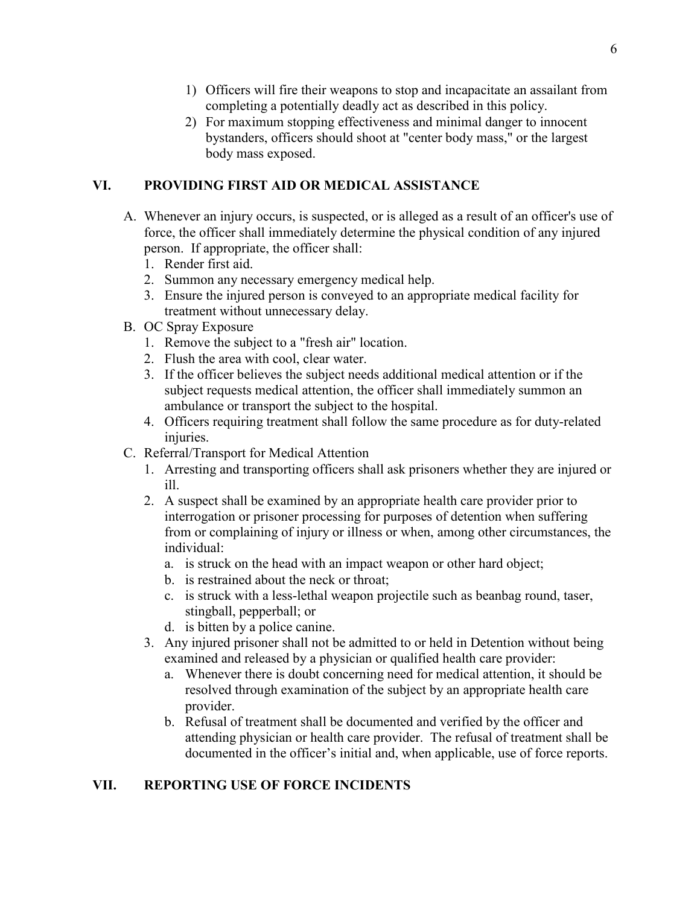1) Officers will fire their weapons to stop and incapacitate an assailant from completing a potentially deadly act as described in this policy.
2) For maximum stopping effectiveness and minimal danger to innocent bystanders, officers should shoot at "center body mass," or the largest body mass exposed.

## VI. PROVIDING FIRST AID OR MEDICAL ASSISTANCE

A. Whenever an injury occurs, is suspected, or is alleged as a result of an officer's use of force, the officer shall immediately determine the physical condition of any injured person. If appropriate, the officer shall:
   1. Render first aid.
   2. Summon any necessary emergency medical help.
   3. Ensure the injured person is conveyed to an appropriate medical facility for treatment without unnecessary delay.

B. OC Spray Exposure
   1. Remove the subject to a "fresh air" location.
   2. Flush the area with cool, clear water.
   3. If the officer believes the subject needs additional medical attention or if the subject requests medical attention, the officer shall immediately summon an ambulance or transport the subject to the hospital.
   4. Officers requiring treatment shall follow the same procedure as for duty-related injuries.

C. Referral/Transport for Medical Attention
   1. Arresting and transporting officers shall ask prisoners whether they are injured or ill.
   2. A suspect shall be examined by an appropriate health care provider prior to interrogation or prisoner processing for purposes of detention when suffering from or complaining of injury or illness or when, among other circumstances, the individual:
      a. is struck on the head with an impact weapon or other hard object;
      b. is restrained about the neck or throat;
      c. is struck with a less-lethal weapon projectile such as beanbag round, taser, stingball, pepperball; or
      d. is bitten by a police canine.
   3. Any injured prisoner shall not be admitted to or held in Detention without being examined and released by a physician or qualified health care provider:
      a. Whenever there is doubt concerning need for medical attention, it should be resolved through examination of the subject by an appropriate health care provider.
      b. Refusal of treatment shall be documented and verified by the officer and attending physician or health care provider. The refusal of treatment shall be documented in the officer's initial and, when applicable, use of force reports.

## VII. REPORTING USE OF FORCE INCIDENTS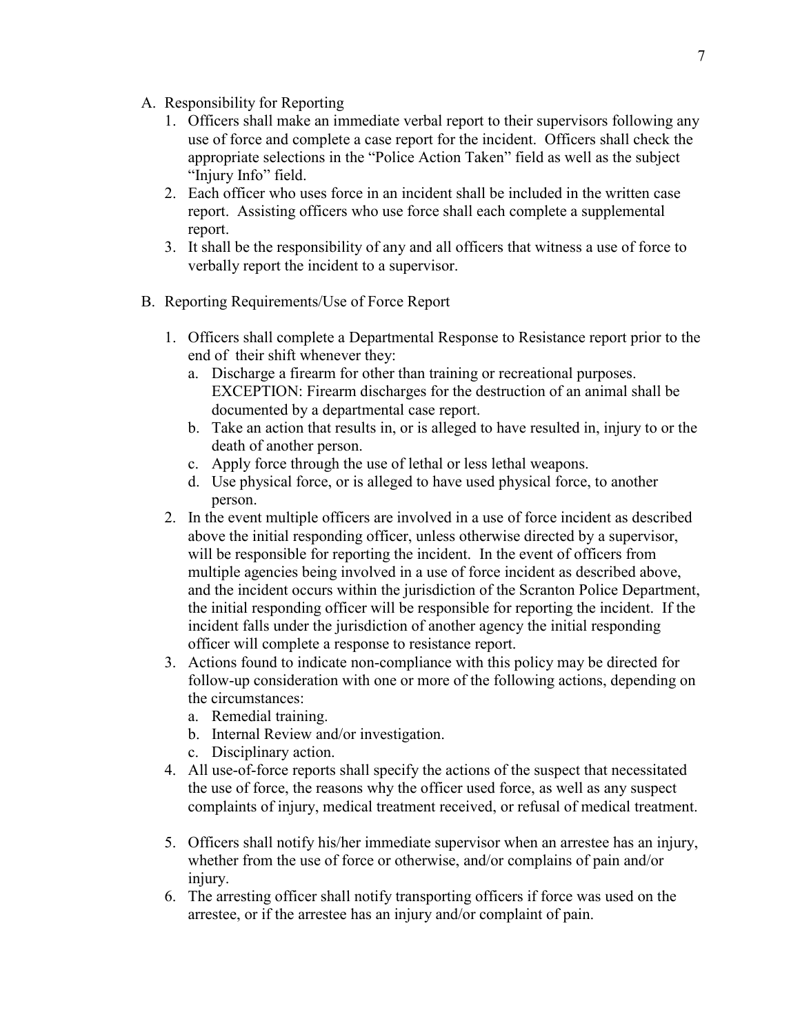A. Responsibility for Reporting
   1. Officers shall make an immediate verbal report to their supervisors following any use of force and complete a case report for the incident. Officers shall check the appropriate selections in the "Police Action Taken" field as well as the subject "Injury Info" field.
   2. Each officer who uses force in an incident shall be included in the written case report. Assisting officers who use force shall each complete a supplemental report.
   3. It shall be the responsibility of any and all officers that witness a use of force to verbally report the incident to a supervisor.

B. Reporting Requirements/Use of Force Report
   1. Officers shall complete a Departmental Response to Resistance report prior to the end of their shift whenever they:
      a. Discharge a firearm for other than training or recreational purposes. EXCEPTION: Firearm discharges for the destruction of an animal shall be documented by a departmental case report.
      b. Take an action that results in, or is alleged to have resulted in, injury to or the death of another person.
      c. Apply force through the use of lethal or less lethal weapons.
      d. Use physical force, or is alleged to have used physical force, to another person.
   2. In the event multiple officers are involved in a use of force incident as described above the initial responding officer, unless otherwise directed by a supervisor, will be responsible for reporting the incident. In the event of officers from multiple agencies being involved in a use of force incident as described above, and the incident occurs within the jurisdiction of the Scranton Police Department, the initial responding officer will be responsible for reporting the incident. If the incident falls under the jurisdiction of another agency the initial responding officer will complete a response to resistance report.
   3. Actions found to indicate non-compliance with this policy may be directed for follow-up consideration with one or more of the following actions, depending on the circumstances:
      a. Remedial training.
      b. Internal Review and/or investigation.
      c. Disciplinary action.
   4. All use-of-force reports shall specify the actions of the suspect that necessitated the use of force, the reasons why the officer used force, as well as any suspect complaints of injury, medical treatment received, or refusal of medical treatment.
   5. Officers shall notify his/her immediate supervisor when an arrestee has an injury, whether from the use of force or otherwise, and/or complains of pain and/or injury.
   6. The arresting officer shall notify transporting officers if force was used on the arrestee, or if the arrestee has an injury and/or complaint of pain.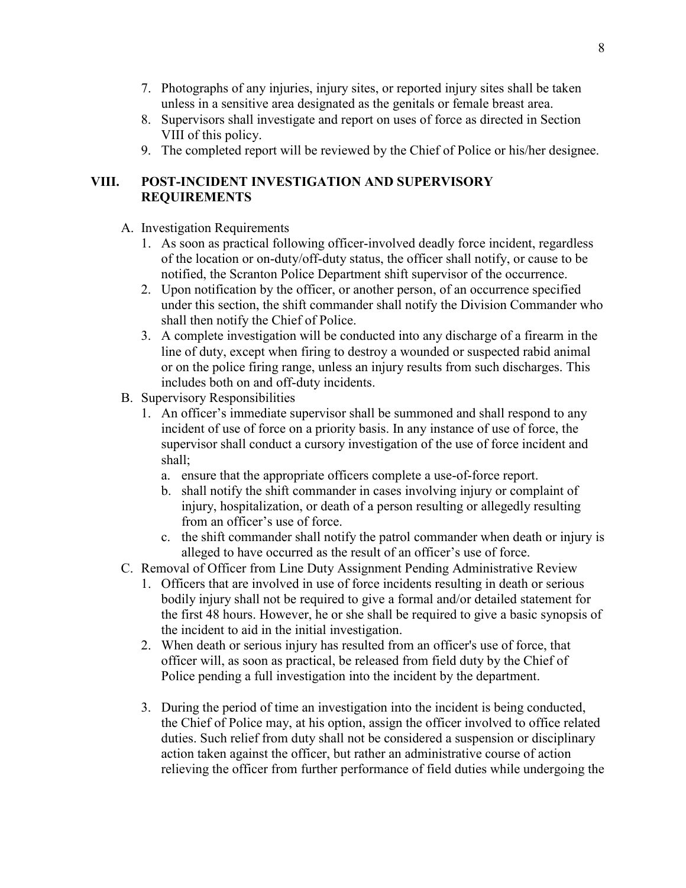7. Photographs of any injuries, injury sites, or reported injury sites shall be taken unless in a sensitive area designated as the genitals or female breast area.
8. Supervisors shall investigate and report on uses of force as directed in Section VIII of this policy.
9. The completed report will be reviewed by the Chief of Police or his/her designee.

## VIII. POST-INCIDENT INVESTIGATION AND SUPERVISORY REQUIREMENTS

A. Investigation Requirements
   1. As soon as practical following officer-involved deadly force incident, regardless of the location or on-duty/off-duty status, the officer shall notify, or cause to be notified, the Scranton Police Department shift supervisor of the occurrence.
   2. Upon notification by the officer, or another person, of an occurrence specified under this section, the shift commander shall notify the Division Commander who shall then notify the Chief of Police.
   3. A complete investigation will be conducted into any discharge of a firearm in the line of duty, except when firing to destroy a wounded or suspected rabid animal or on the police firing range, unless an injury results from such discharges. This includes both on and off-duty incidents.

B. Supervisory Responsibilities
   1. An officer's immediate supervisor shall be summoned and shall respond to any incident of use of force on a priority basis. In any instance of use of force, the supervisor shall conduct a cursory investigation of the use of force incident and shall;
      a. ensure that the appropriate officers complete a use-of-force report.
      b. shall notify the shift commander in cases involving injury or complaint of injury, hospitalization, or death of a person resulting or allegedly resulting from an officer's use of force.
      c. the shift commander shall notify the patrol commander when death or injury is alleged to have occurred as the result of an officer's use of force.

C. Removal of Officer from Line Duty Assignment Pending Administrative Review
   1. Officers that are involved in use of force incidents resulting in death or serious bodily injury shall not be required to give a formal and/or detailed statement for the first 48 hours. However, he or she shall be required to give a basic synopsis of the incident to aid in the initial investigation.
   2. When death or serious injury has resulted from an officer's use of force, that officer will, as soon as practical, be released from field duty by the Chief of Police pending a full investigation into the incident by the department.

   3. During the period of time an investigation into the incident is being conducted, the Chief of Police may, at his option, assign the officer involved to office related duties. Such relief from duty shall not be considered a suspension or disciplinary action taken against the officer, but rather an administrative course of action relieving the officer from further performance of field duties while undergoing the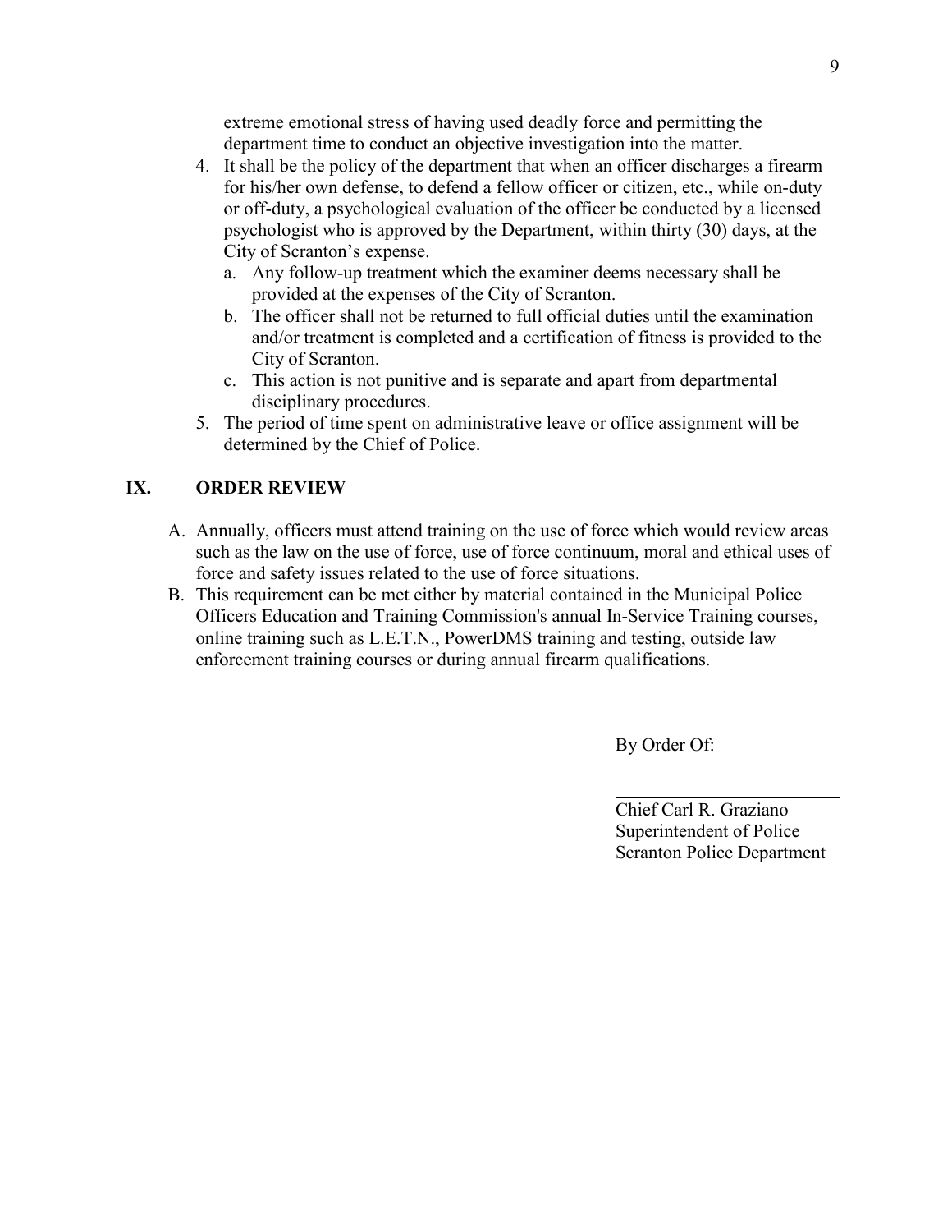extreme emotional stress of having used deadly force and permitting the department time to conduct an objective investigation into the matter.

4. It shall be the policy of the department that when an officer discharges a firearm for his/her own defense, to defend a fellow officer or citizen, etc., while on-duty or off-duty, a psychological evaluation of the officer be conducted by a licensed psychologist who is approved by the Department, within thirty (30) days, at the City of Scranton's expense.
   a. Any follow-up treatment which the examiner deems necessary shall be provided at the expenses of the City of Scranton.
   b. The officer shall not be returned to full official duties until the examination and/or treatment is completed and a certification of fitness is provided to the City of Scranton.
   c. This action is not punitive and is separate and apart from departmental disciplinary procedures.
5. The period of time spent on administrative leave or office assignment will be determined by the Chief of Police.

## IX. ORDER REVIEW

A. Annually, officers must attend training on the use of force which would review areas such as the law on the use of force, use of force continuum, moral and ethical uses of force and safety issues related to the use of force situations.

B. This requirement can be met either by material contained in the Municipal Police Officers Education and Training Commission's annual In-Service Training courses, online training such as L.E.T.N., PowerDMS training and testing, outside law enforcement training courses or during annual firearm qualifications.

By Order Of:

Chief Carl R. Graziano
Superintendent of Police
Scranton Police Department